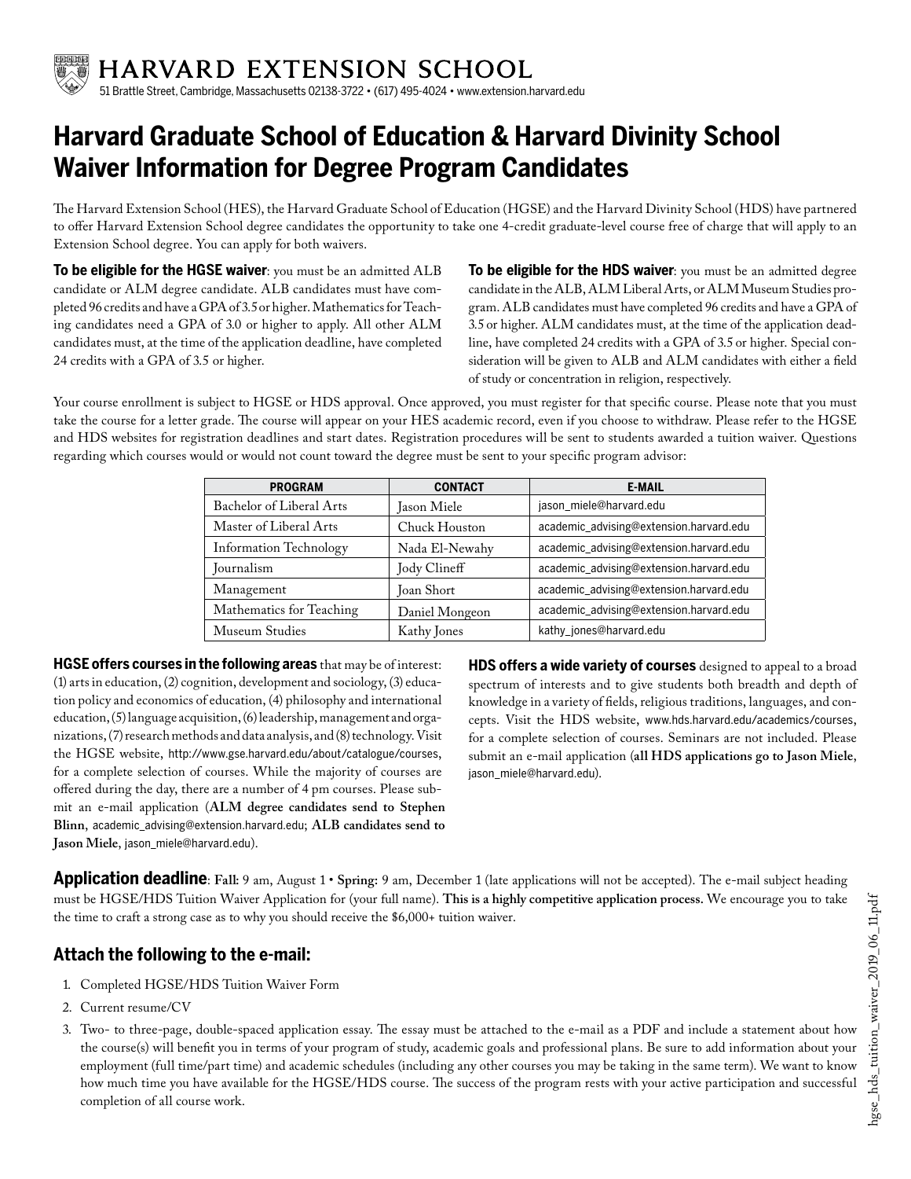# HARVARD EXTENSION SCHOOL

51 Brattle Street, Cambridge, Massachusetts 02138-3722 • (617) 495-4024 • www.extension.harvard.edu

# Harvard Graduate School of Education & Harvard Divinity School Waiver Information for Degree Program Candidates

The Harvard Extension School (HES), the Harvard Graduate School of Education (HGSE) and the Harvard Divinity School (HDS) have partnered to offer Harvard Extension School degree candidates the opportunity to take one 4-credit graduate-level course free of charge that will apply to an Extension School degree. You can apply for both waivers.

**To be eligible for the HGSE waiver**: you must be an admitted ALB candidate or ALM degree candidate. ALB candidates must have completed 96 credits and have a GPA of 3.5 or higher. Mathematics for Teaching candidates need a GPA of 3.0 or higher to apply. All other ALM candidates must, at the time of the application deadline, have completed 24 credits with a GPA of 3.5 or higher.

**To be eligible for the HDS waiver**: you must be an admitted degree candidate in the ALB, ALM Liberal Arts, or ALM Museum Studies program. ALB candidates must have completed 96 credits and have a GPA of 3.5 or higher. ALM candidates must, at the time of the application deadline, have completed 24 credits with a GPA of 3.5 or higher. Special consideration will be given to ALB and ALM candidates with either a field of study or concentration in religion, respectively.

Your course enrollment is subject to HGSE or HDS approval. Once approved, you must register for that specific course. Please note that you must take the course for a letter grade. The course will appear on your HES academic record, even if you choose to withdraw. Please refer to the HGSE and HDS websites for registration deadlines and start dates. Registration procedures will be sent to students awarded a tuition waiver. Questions regarding which courses would or would not count toward the degree must be sent to your specific program advisor:

| PROGRAM | CONTACT | E-MAIL |
|---|---|---|
| Bachelor of Liberal Arts | Jason Miele | jason_miele@harvard.edu |
| Master of Liberal Arts | Chuck Houston | academic_advising@extension.harvard.edu |
| Information Technology | Nada El-Newahy | academic_advising@extension.harvard.edu |
| Journalism | Jody Clineff | academic_advising@extension.harvard.edu |
| Management | Joan Short | academic_advising@extension.harvard.edu |
| Mathematics for Teaching | Daniel Mongeon | academic_advising@extension.harvard.edu |
| Museum Studies | Kathy Jones | kathy_jones@harvard.edu |

**HGSE offers courses in the following areas** that may be of interest: (1) arts in education, (2) cognition, development and sociology, (3) education policy and economics of education, (4) philosophy and international education, (5) language acquisition, (6) leadership, management and organizations, (7) research methods and data analysis, and (8) technology. Visit the HGSE website, http://www.gse.harvard.edu/about/catalogue/courses, for a complete selection of courses. While the majority of courses are offered during the day, there are a number of 4 pm courses. Please submit an e-mail application (**ALM degree candidates send to Stephen Blinn**, academic_advising@extension.harvard.edu; **ALB candidates send to Jason Miele**, jason_miele@harvard.edu).

**HDS offers a wide variety of courses** designed to appeal to a broad spectrum of interests and to give students both breadth and depth of knowledge in a variety of fields, religious traditions, languages, and concepts. Visit the HDS website, www.hds.harvard.edu/academics/courses, for a complete selection of courses. Seminars are not included. Please submit an e-mail application (**all HDS applications go to Jason Miele**, jason_miele@harvard.edu).

**Application deadline**: **Fall:** 9 am, August 1 • **Spring:** 9 am, December 1 (late applications will not be accepted). The e-mail subject heading must be HGSE/HDS Tuition Waiver Application for (your full name). **This is a highly competitive application process.** We encourage you to take the time to craft a strong case as to why you should receive the $6,000+ tuition waiver.

## Attach the following to the e-mail:

1. Completed HGSE/HDS Tuition Waiver Form
2. Current resume/CV
3. Two- to three-page, double-spaced application essay. The essay must be attached to the e-mail as a PDF and include a statement about how the course(s) will benefit you in terms of your program of study, academic goals and professional plans. Be sure to add information about your employment (full time/part time) and academic schedules (including any other courses you may be taking in the same term). We want to know how much time you have available for the HGSE/HDS course. The success of the program rests with your active participation and successful completion of all course work.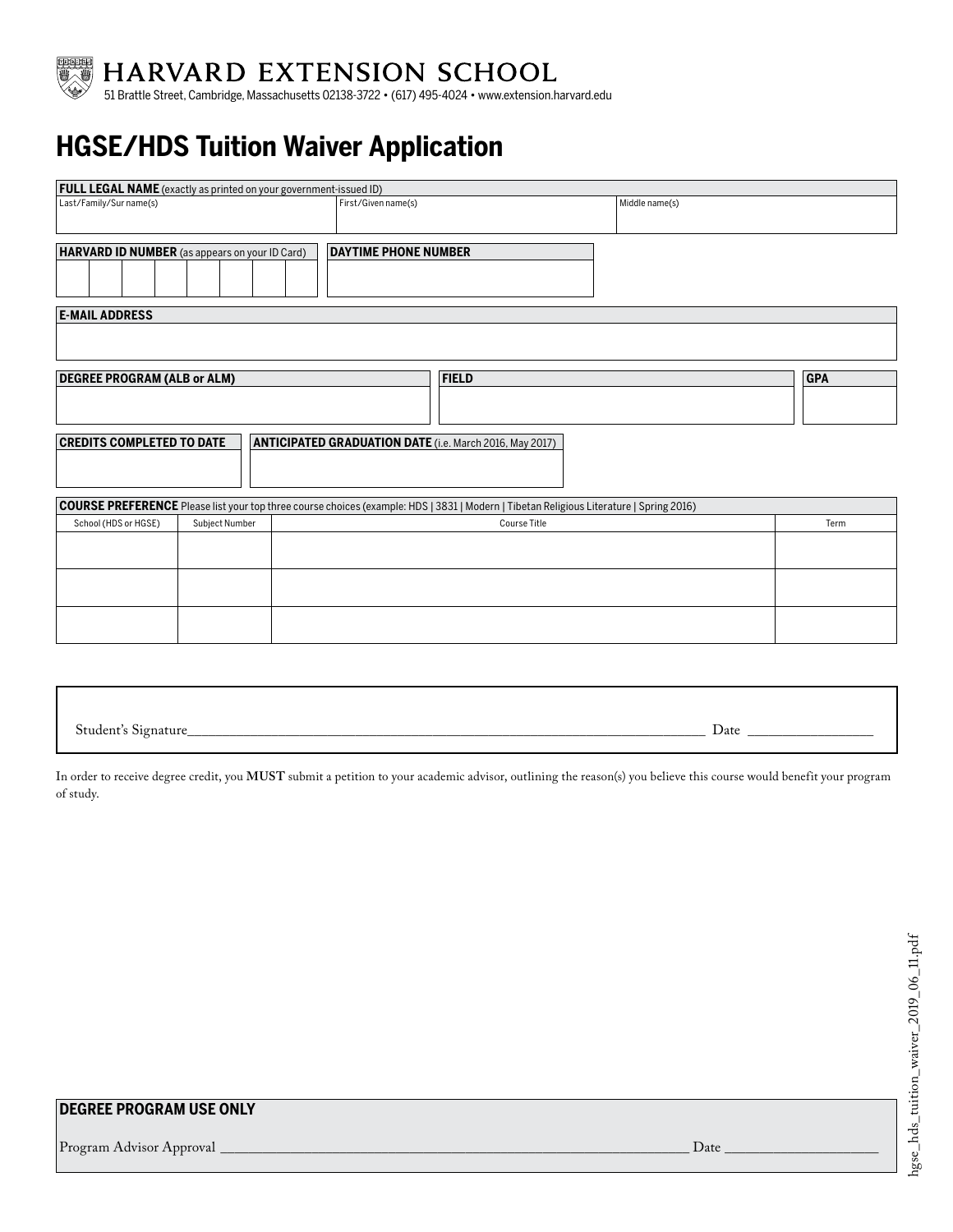# HARVARD EXTENSION SCHOOL

51 Brattle Street, Cambridge, Massachusetts 02138-3722 • (617) 495-4024 • www.extension.harvard.edu

## HGSE/HDS Tuition Waiver Application

**FULL LEGAL NAME** (exactly as printed on your government-issued ID)

| Last/Family/Sur name(s) | First/Given name(s) | Middle name(s) |
|---|---|---|
| | | |

**HARVARD ID NUMBER** (as appears on your ID Card)

| | | | | | | | |
|---|---|---|---|---|---|---|---|
| | | | | | | | |

**DAYTIME PHONE NUMBER**

**E-MAIL ADDRESS**

| DEGREE PROGRAM (ALB or ALM) | FIELD | GPA |
|---|---|---|
| | | |

| CREDITS COMPLETED TO DATE | ANTICIPATED GRADUATION DATE (i.e. March 2016, May 2017) |
|---|---|
| | |

**COURSE PREFERENCE** Please list your top three course choices (example: HDS | 3831 | Modern | Tibetan Religious Literature | Spring 2016)

| School (HDS or HGSE) | Subject Number | Course Title | Term |
|---|---|---|---|
| | | | |
| | | | |
| | | | |

Student's Signature\_\_\_\_\_\_\_\_\_\_\_\_\_\_\_\_\_\_\_\_\_\_\_\_\_\_\_\_\_\_\_\_\_\_\_\_\_\_\_\_ Date \_\_\_\_\_\_\_\_\_\_\_\_\_\_

In order to receive degree credit, you **MUST** submit a petition to your academic advisor, outlining the reason(s) you believe this course would benefit your program of study.

**DEGREE PROGRAM USE ONLY**

Program Advisor Approval \_\_\_\_\_\_\_\_\_\_\_\_\_\_\_\_\_\_\_\_\_\_\_\_\_\_\_\_\_\_\_\_\_\_\_\_\_\_ Date \_\_\_\_\_\_\_\_\_\_\_\_\_\_

hgse_hds_tuition_waiver_2019_06_11.pdf